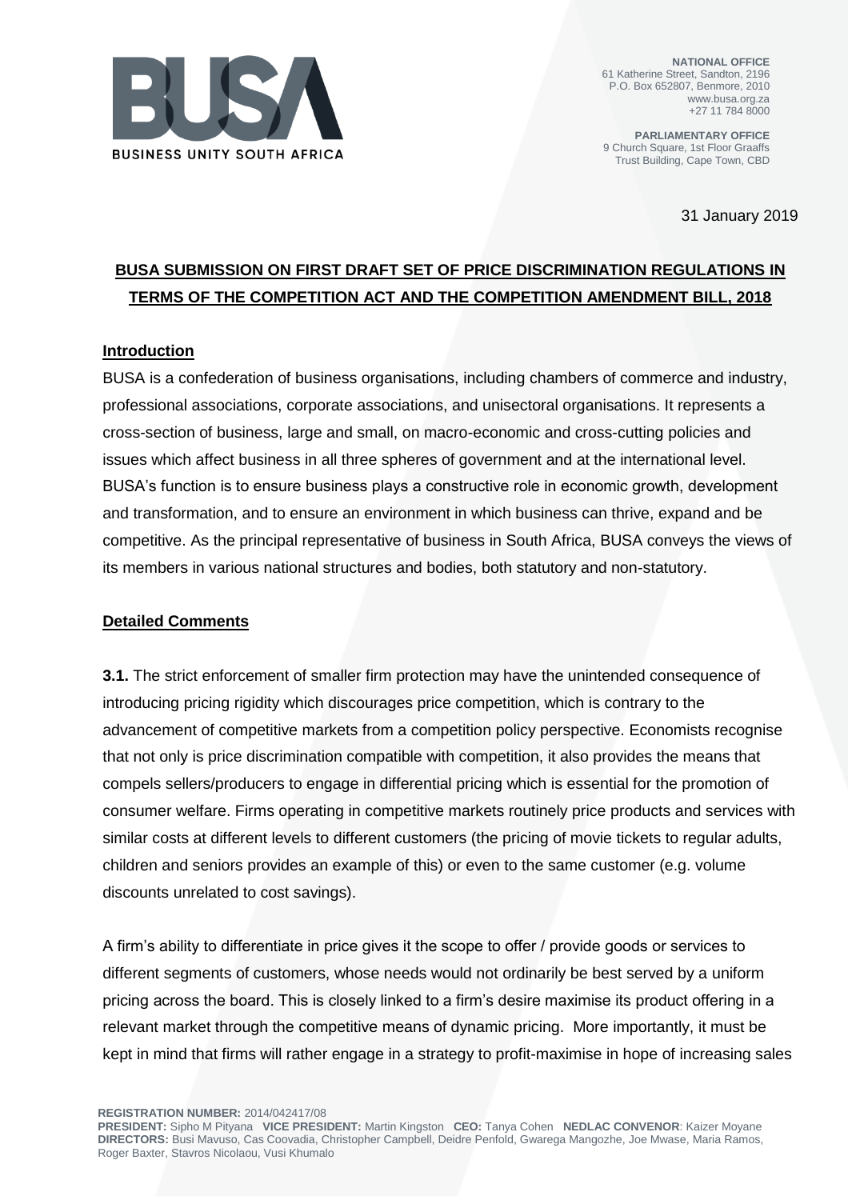BUSINESS UNITY SOUTH AFRICA

**NATIONAL OFFICE**
61 Katherine Street, Sandton, 2196
P.O. Box 652807, Benmore, 2010
www.busa.org.za
+27 11 784 8000

**PARLIAMENTARY OFFICE**
9 Church Square, 1st Floor Graaffs
Trust Building, Cape Town, CBD

31 January 2019

# BUSA SUBMISSION ON FIRST DRAFT SET OF PRICE DISCRIMINATION REGULATIONS IN TERMS OF THE COMPETITION ACT AND THE COMPETITION AMENDMENT BILL, 2018

## Introduction

BUSA is a confederation of business organisations, including chambers of commerce and industry, professional associations, corporate associations, and unisectoral organisations. It represents a cross-section of business, large and small, on macro-economic and cross-cutting policies and issues which affect business in all three spheres of government and at the international level. BUSA's function is to ensure business plays a constructive role in economic growth, development and transformation, and to ensure an environment in which business can thrive, expand and be competitive. As the principal representative of business in South Africa, BUSA conveys the views of its members in various national structures and bodies, both statutory and non-statutory.

## Detailed Comments

**3.1.** The strict enforcement of smaller firm protection may have the unintended consequence of introducing pricing rigidity which discourages price competition, which is contrary to the advancement of competitive markets from a competition policy perspective. Economists recognise that not only is price discrimination compatible with competition, it also provides the means that compels sellers/producers to engage in differential pricing which is essential for the promotion of consumer welfare. Firms operating in competitive markets routinely price products and services with similar costs at different levels to different customers (the pricing of movie tickets to regular adults, children and seniors provides an example of this) or even to the same customer (e.g. volume discounts unrelated to cost savings).

A firm's ability to differentiate in price gives it the scope to offer / provide goods or services to different segments of customers, whose needs would not ordinarily be best served by a uniform pricing across the board. This is closely linked to a firm's desire maximise its product offering in a relevant market through the competitive means of dynamic pricing. More importantly, it must be kept in mind that firms will rather engage in a strategy to profit-maximise in hope of increasing sales

**REGISTRATION NUMBER:** 2014/042417/08
**PRESIDENT:** Sipho M Pityana **VICE PRESIDENT:** Martin Kingston **CEO:** Tanya Cohen **NEDLAC CONVENOR**: Kaizer Moyane
**DIRECTORS:** Busi Mavuso, Cas Coovadia, Christopher Campbell, Deidre Penfold, Gwarega Mangozhe, Joe Mwase, Maria Ramos, Roger Baxter, Stavros Nicolaou, Vusi Khumalo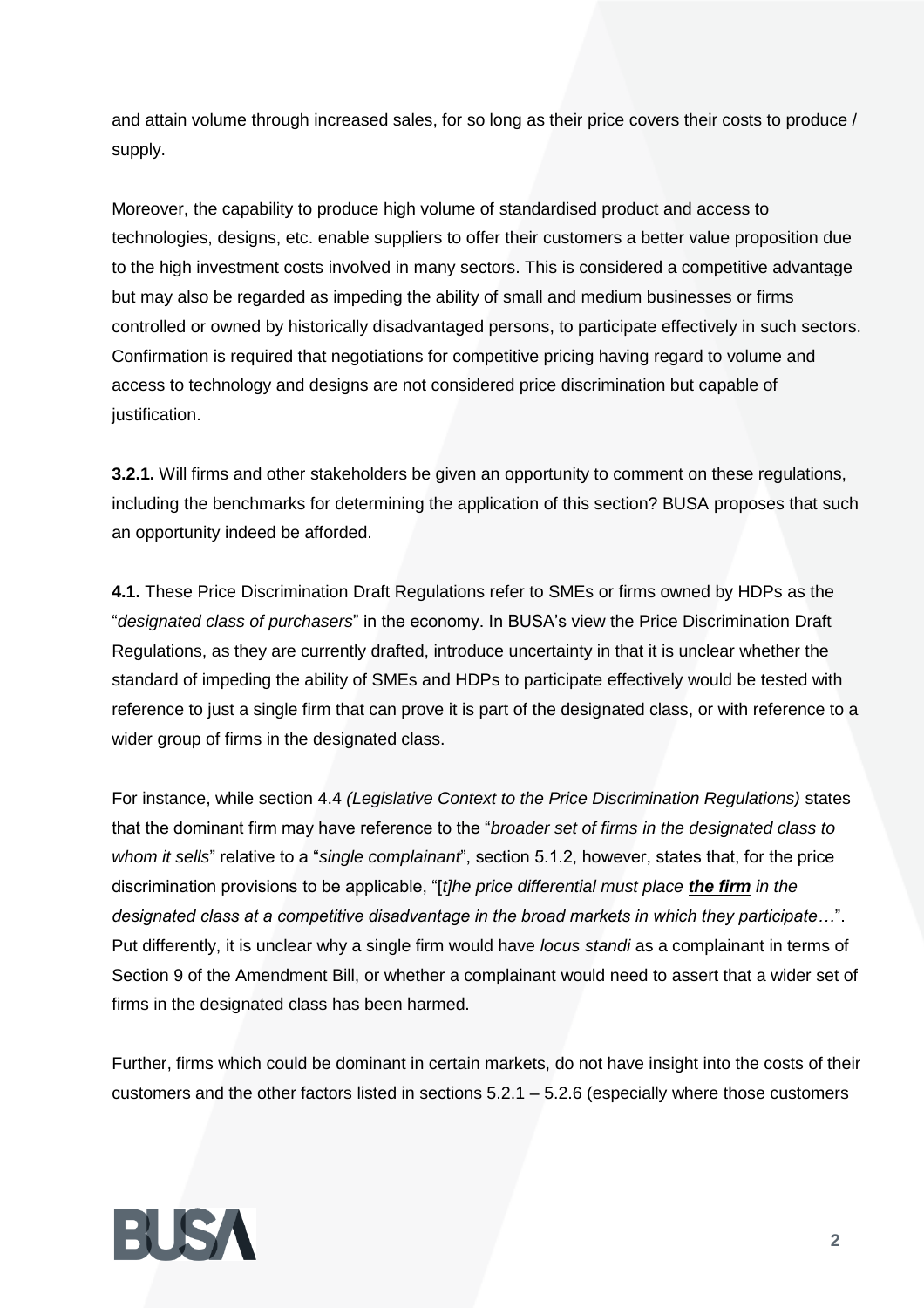and attain volume through increased sales, for so long as their price covers their costs to produce / supply.

Moreover, the capability to produce high volume of standardised product and access to technologies, designs, etc. enable suppliers to offer their customers a better value proposition due to the high investment costs involved in many sectors. This is considered a competitive advantage but may also be regarded as impeding the ability of small and medium businesses or firms controlled or owned by historically disadvantaged persons, to participate effectively in such sectors. Confirmation is required that negotiations for competitive pricing having regard to volume and access to technology and designs are not considered price discrimination but capable of justification.

**3.2.1.** Will firms and other stakeholders be given an opportunity to comment on these regulations, including the benchmarks for determining the application of this section? BUSA proposes that such an opportunity indeed be afforded.

**4.1.** These Price Discrimination Draft Regulations refer to SMEs or firms owned by HDPs as the "*designated class of purchasers*" in the economy. In BUSA's view the Price Discrimination Draft Regulations, as they are currently drafted, introduce uncertainty in that it is unclear whether the standard of impeding the ability of SMEs and HDPs to participate effectively would be tested with reference to just a single firm that can prove it is part of the designated class, or with reference to a wider group of firms in the designated class.

For instance, while section 4.4 *(Legislative Context to the Price Discrimination Regulations)* states that the dominant firm may have reference to the "*broader set of firms in the designated class to whom it sells*" relative to a "*single complainant*", section 5.1.2, however, states that, for the price discrimination provisions to be applicable, "[*t]he price differential must place **<u>the firm</u>** in the designated class at a competitive disadvantage in the broad markets in which they participate…*". Put differently, it is unclear why a single firm would have *locus standi* as a complainant in terms of Section 9 of the Amendment Bill, or whether a complainant would need to assert that a wider set of firms in the designated class has been harmed.

Further, firms which could be dominant in certain markets, do not have insight into the costs of their customers and the other factors listed in sections 5.2.1 – 5.2.6 (especially where those customers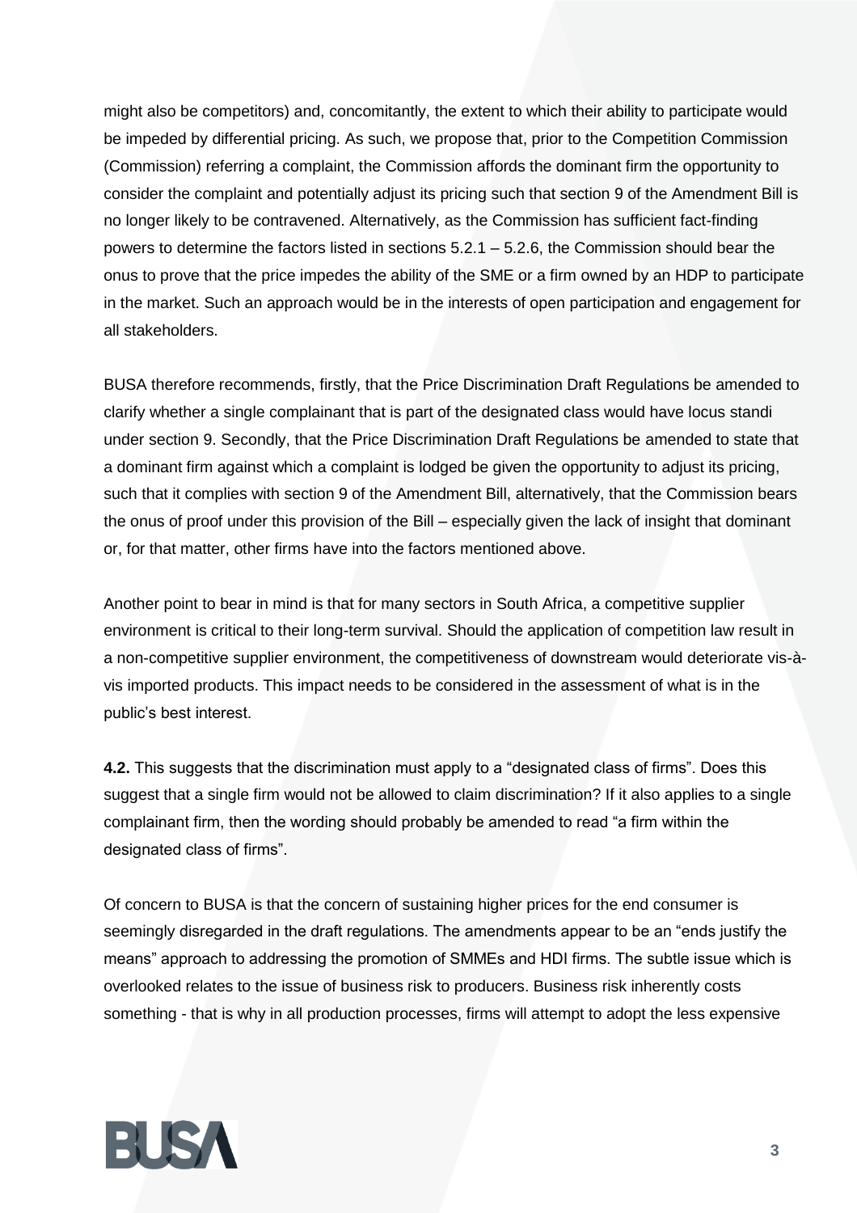might also be competitors) and, concomitantly, the extent to which their ability to participate would be impeded by differential pricing. As such, we propose that, prior to the Competition Commission (Commission) referring a complaint, the Commission affords the dominant firm the opportunity to consider the complaint and potentially adjust its pricing such that section 9 of the Amendment Bill is no longer likely to be contravened. Alternatively, as the Commission has sufficient fact-finding powers to determine the factors listed in sections 5.2.1 – 5.2.6, the Commission should bear the onus to prove that the price impedes the ability of the SME or a firm owned by an HDP to participate in the market. Such an approach would be in the interests of open participation and engagement for all stakeholders.

BUSA therefore recommends, firstly, that the Price Discrimination Draft Regulations be amended to clarify whether a single complainant that is part of the designated class would have locus standi under section 9. Secondly, that the Price Discrimination Draft Regulations be amended to state that a dominant firm against which a complaint is lodged be given the opportunity to adjust its pricing, such that it complies with section 9 of the Amendment Bill, alternatively, that the Commission bears the onus of proof under this provision of the Bill – especially given the lack of insight that dominant or, for that matter, other firms have into the factors mentioned above.

Another point to bear in mind is that for many sectors in South Africa, a competitive supplier environment is critical to their long-term survival. Should the application of competition law result in a non-competitive supplier environment, the competitiveness of downstream would deteriorate vis-à-vis imported products. This impact needs to be considered in the assessment of what is in the public's best interest.

**4.2.** This suggests that the discrimination must apply to a "designated class of firms". Does this suggest that a single firm would not be allowed to claim discrimination? If it also applies to a single complainant firm, then the wording should probably be amended to read "a firm within the designated class of firms".

Of concern to BUSA is that the concern of sustaining higher prices for the end consumer is seemingly disregarded in the draft regulations. The amendments appear to be an "ends justify the means" approach to addressing the promotion of SMMEs and HDI firms. The subtle issue which is overlooked relates to the issue of business risk to producers. Business risk inherently costs something - that is why in all production processes, firms will attempt to adopt the less expensive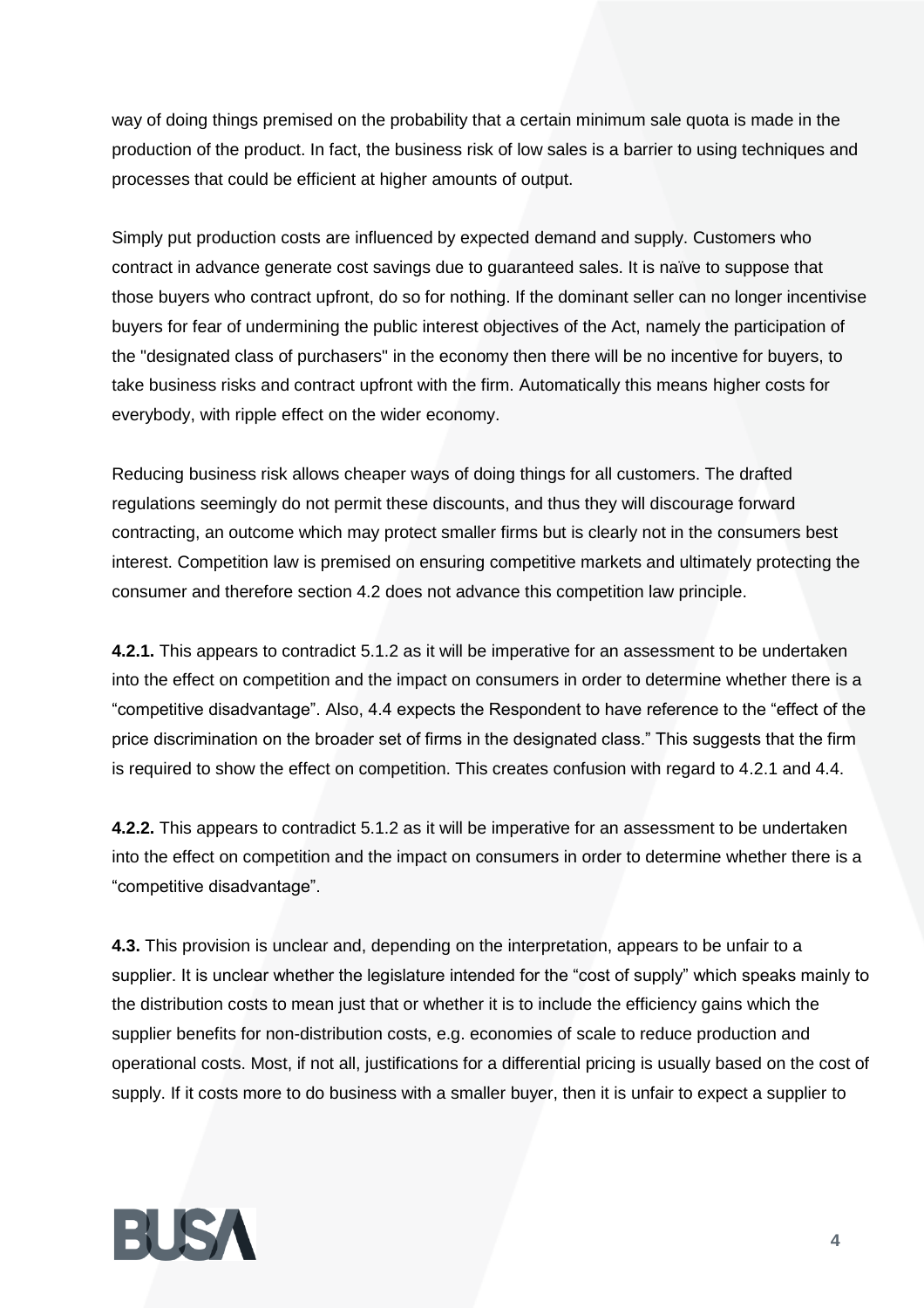way of doing things premised on the probability that a certain minimum sale quota is made in the production of the product. In fact, the business risk of low sales is a barrier to using techniques and processes that could be efficient at higher amounts of output.

Simply put production costs are influenced by expected demand and supply. Customers who contract in advance generate cost savings due to guaranteed sales. It is naïve to suppose that those buyers who contract upfront, do so for nothing. If the dominant seller can no longer incentivise buyers for fear of undermining the public interest objectives of the Act, namely the participation of the "designated class of purchasers" in the economy then there will be no incentive for buyers, to take business risks and contract upfront with the firm. Automatically this means higher costs for everybody, with ripple effect on the wider economy.

Reducing business risk allows cheaper ways of doing things for all customers. The drafted regulations seemingly do not permit these discounts, and thus they will discourage forward contracting, an outcome which may protect smaller firms but is clearly not in the consumers best interest. Competition law is premised on ensuring competitive markets and ultimately protecting the consumer and therefore section 4.2 does not advance this competition law principle.

**4.2.1.** This appears to contradict 5.1.2 as it will be imperative for an assessment to be undertaken into the effect on competition and the impact on consumers in order to determine whether there is a "competitive disadvantage". Also, 4.4 expects the Respondent to have reference to the "effect of the price discrimination on the broader set of firms in the designated class." This suggests that the firm is required to show the effect on competition. This creates confusion with regard to 4.2.1 and 4.4.

**4.2.2.** This appears to contradict 5.1.2 as it will be imperative for an assessment to be undertaken into the effect on competition and the impact on consumers in order to determine whether there is a "competitive disadvantage".

**4.3.** This provision is unclear and, depending on the interpretation, appears to be unfair to a supplier. It is unclear whether the legislature intended for the "cost of supply" which speaks mainly to the distribution costs to mean just that or whether it is to include the efficiency gains which the supplier benefits for non-distribution costs, e.g. economies of scale to reduce production and operational costs. Most, if not all, justifications for a differential pricing is usually based on the cost of supply. If it costs more to do business with a smaller buyer, then it is unfair to expect a supplier to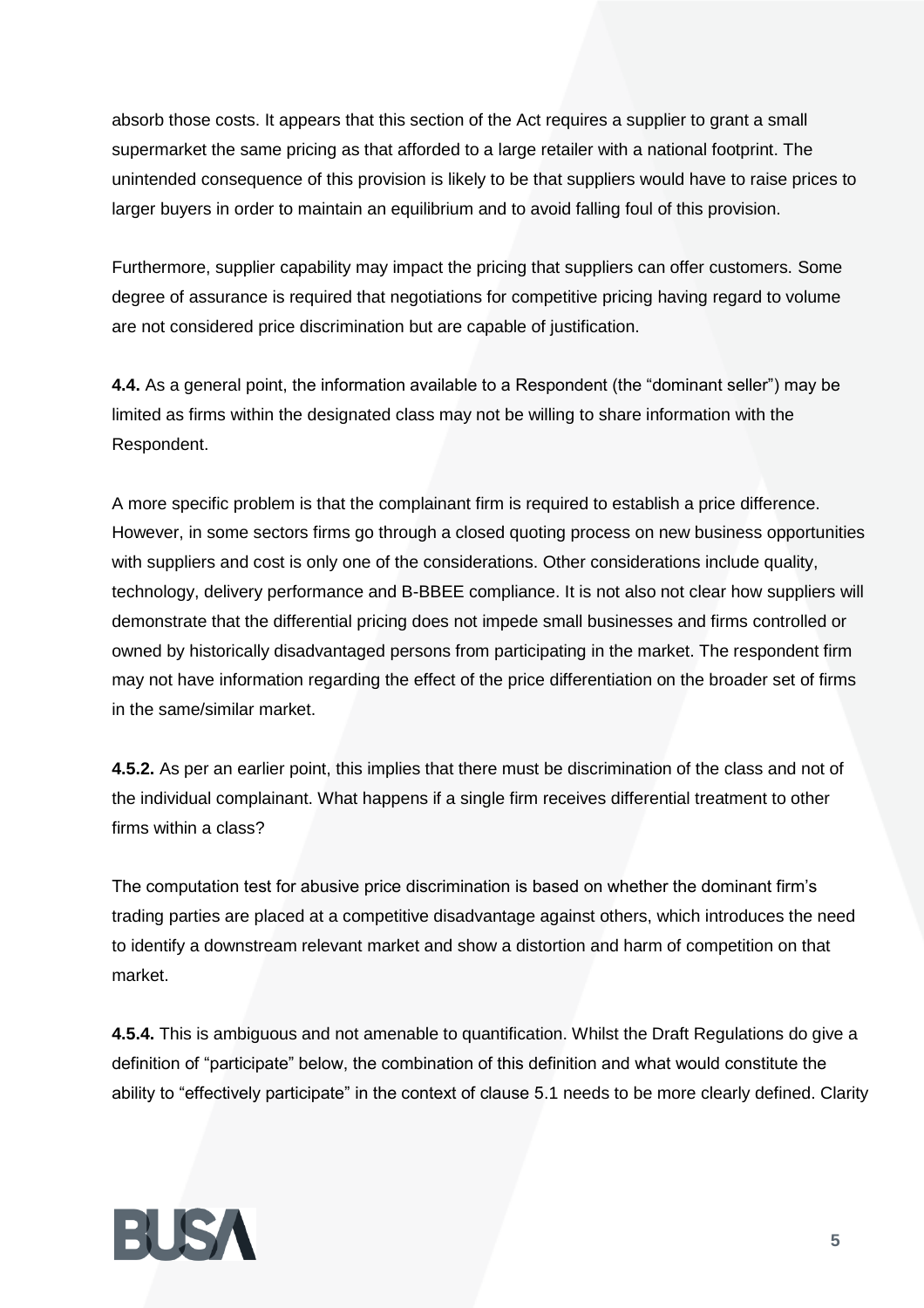absorb those costs. It appears that this section of the Act requires a supplier to grant a small supermarket the same pricing as that afforded to a large retailer with a national footprint. The unintended consequence of this provision is likely to be that suppliers would have to raise prices to larger buyers in order to maintain an equilibrium and to avoid falling foul of this provision.

Furthermore, supplier capability may impact the pricing that suppliers can offer customers. Some degree of assurance is required that negotiations for competitive pricing having regard to volume are not considered price discrimination but are capable of justification.

**4.4.** As a general point, the information available to a Respondent (the "dominant seller") may be limited as firms within the designated class may not be willing to share information with the Respondent.

A more specific problem is that the complainant firm is required to establish a price difference. However, in some sectors firms go through a closed quoting process on new business opportunities with suppliers and cost is only one of the considerations. Other considerations include quality, technology, delivery performance and B-BBEE compliance. It is not also not clear how suppliers will demonstrate that the differential pricing does not impede small businesses and firms controlled or owned by historically disadvantaged persons from participating in the market. The respondent firm may not have information regarding the effect of the price differentiation on the broader set of firms in the same/similar market.

**4.5.2.** As per an earlier point, this implies that there must be discrimination of the class and not of the individual complainant. What happens if a single firm receives differential treatment to other firms within a class?

The computation test for abusive price discrimination is based on whether the dominant firm's trading parties are placed at a competitive disadvantage against others, which introduces the need to identify a downstream relevant market and show a distortion and harm of competition on that market.

**4.5.4.** This is ambiguous and not amenable to quantification. Whilst the Draft Regulations do give a definition of "participate" below, the combination of this definition and what would constitute the ability to "effectively participate" in the context of clause 5.1 needs to be more clearly defined. Clarity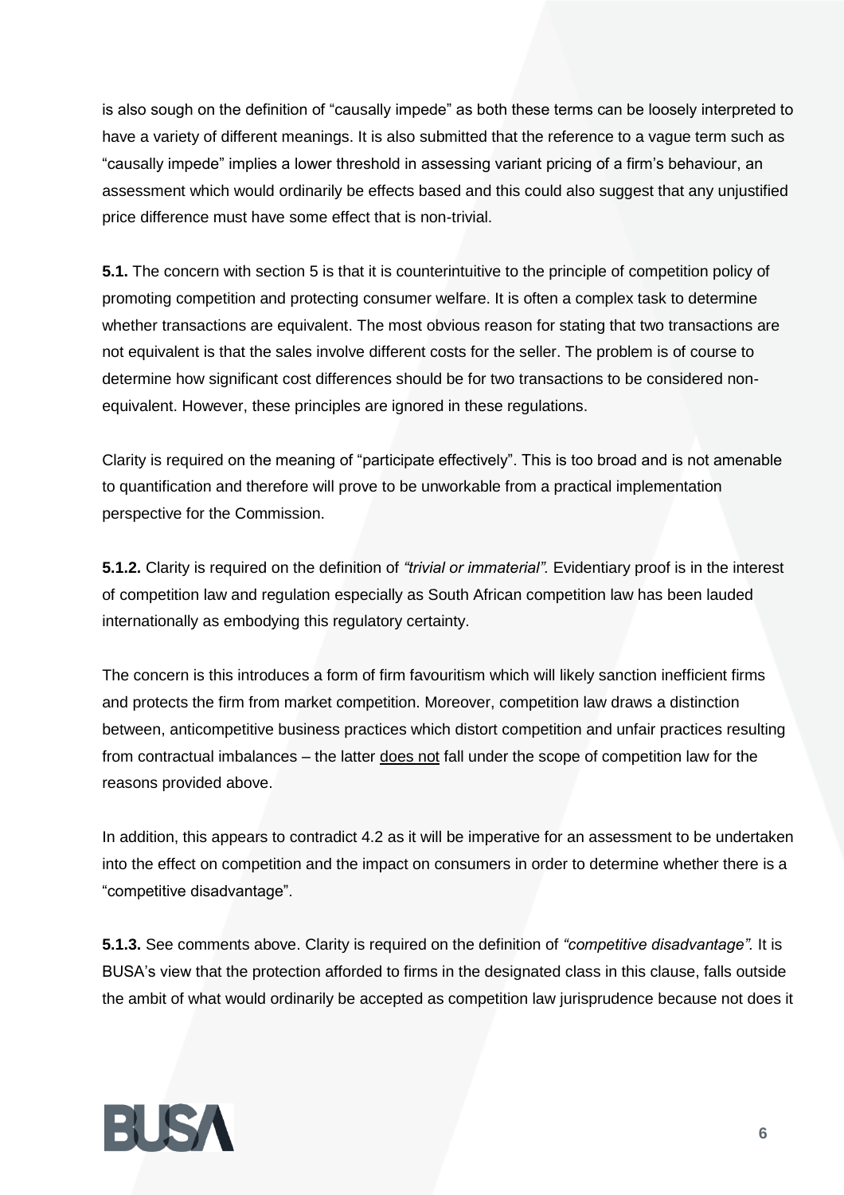is also sough on the definition of "causally impede" as both these terms can be loosely interpreted to have a variety of different meanings. It is also submitted that the reference to a vague term such as "causally impede" implies a lower threshold in assessing variant pricing of a firm's behaviour, an assessment which would ordinarily be effects based and this could also suggest that any unjustified price difference must have some effect that is non-trivial.

**5.1.** The concern with section 5 is that it is counterintuitive to the principle of competition policy of promoting competition and protecting consumer welfare. It is often a complex task to determine whether transactions are equivalent. The most obvious reason for stating that two transactions are not equivalent is that the sales involve different costs for the seller. The problem is of course to determine how significant cost differences should be for two transactions to be considered non-equivalent. However, these principles are ignored in these regulations.

Clarity is required on the meaning of "participate effectively". This is too broad and is not amenable to quantification and therefore will prove to be unworkable from a practical implementation perspective for the Commission.

**5.1.2.** Clarity is required on the definition of *"trivial or immaterial".* Evidentiary proof is in the interest of competition law and regulation especially as South African competition law has been lauded internationally as embodying this regulatory certainty.

The concern is this introduces a form of firm favouritism which will likely sanction inefficient firms and protects the firm from market competition. Moreover, competition law draws a distinction between, anticompetitive business practices which distort competition and unfair practices resulting from contractual imbalances – the latter does not fall under the scope of competition law for the reasons provided above.

In addition, this appears to contradict 4.2 as it will be imperative for an assessment to be undertaken into the effect on competition and the impact on consumers in order to determine whether there is a "competitive disadvantage".

**5.1.3.** See comments above. Clarity is required on the definition of *"competitive disadvantage".* It is BUSA's view that the protection afforded to firms in the designated class in this clause, falls outside the ambit of what would ordinarily be accepted as competition law jurisprudence because not does it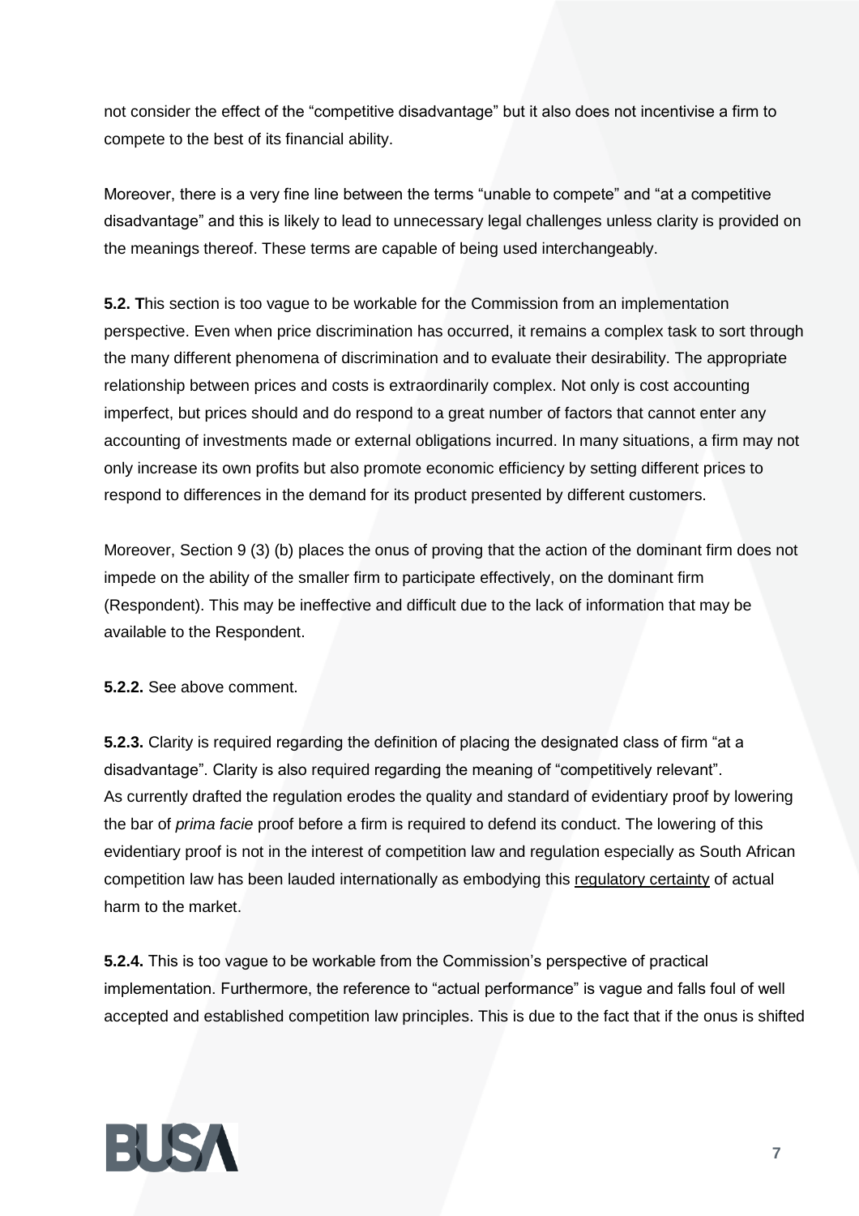not consider the effect of the "competitive disadvantage" but it also does not incentivise a firm to compete to the best of its financial ability.

Moreover, there is a very fine line between the terms "unable to compete" and "at a competitive disadvantage" and this is likely to lead to unnecessary legal challenges unless clarity is provided on the meanings thereof. These terms are capable of being used interchangeably.

**5.2. T**his section is too vague to be workable for the Commission from an implementation perspective. Even when price discrimination has occurred, it remains a complex task to sort through the many different phenomena of discrimination and to evaluate their desirability. The appropriate relationship between prices and costs is extraordinarily complex. Not only is cost accounting imperfect, but prices should and do respond to a great number of factors that cannot enter any accounting of investments made or external obligations incurred. In many situations, a firm may not only increase its own profits but also promote economic efficiency by setting different prices to respond to differences in the demand for its product presented by different customers.

Moreover, Section 9 (3) (b) places the onus of proving that the action of the dominant firm does not impede on the ability of the smaller firm to participate effectively, on the dominant firm (Respondent). This may be ineffective and difficult due to the lack of information that may be available to the Respondent.

**5.2.2.** See above comment.

**5.2.3.** Clarity is required regarding the definition of placing the designated class of firm "at a disadvantage". Clarity is also required regarding the meaning of "competitively relevant". As currently drafted the regulation erodes the quality and standard of evidentiary proof by lowering the bar of *prima facie* proof before a firm is required to defend its conduct. The lowering of this evidentiary proof is not in the interest of competition law and regulation especially as South African competition law has been lauded internationally as embodying this regulatory certainty of actual harm to the market.

**5.2.4.** This is too vague to be workable from the Commission's perspective of practical implementation. Furthermore, the reference to "actual performance" is vague and falls foul of well accepted and established competition law principles. This is due to the fact that if the onus is shifted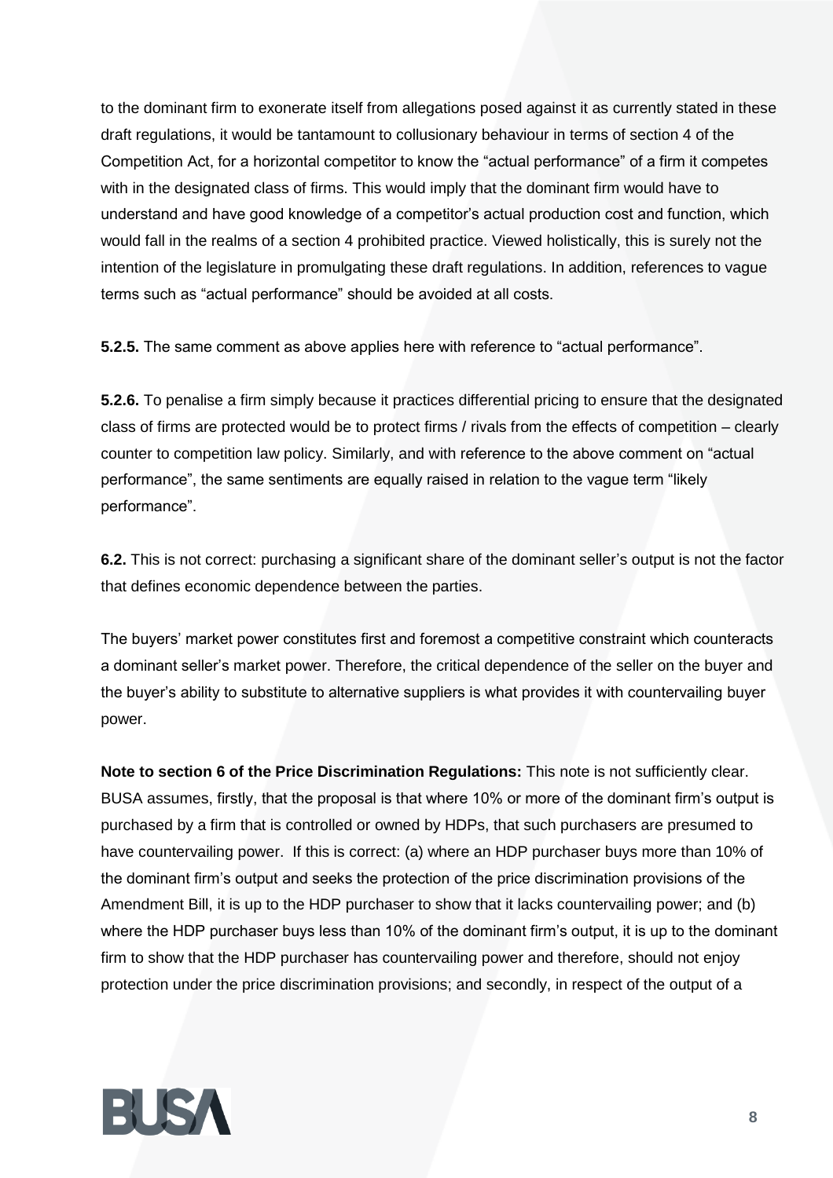to the dominant firm to exonerate itself from allegations posed against it as currently stated in these draft regulations, it would be tantamount to collusionary behaviour in terms of section 4 of the Competition Act, for a horizontal competitor to know the "actual performance" of a firm it competes with in the designated class of firms. This would imply that the dominant firm would have to understand and have good knowledge of a competitor's actual production cost and function, which would fall in the realms of a section 4 prohibited practice. Viewed holistically, this is surely not the intention of the legislature in promulgating these draft regulations. In addition, references to vague terms such as "actual performance" should be avoided at all costs.

**5.2.5.** The same comment as above applies here with reference to "actual performance".

**5.2.6.** To penalise a firm simply because it practices differential pricing to ensure that the designated class of firms are protected would be to protect firms / rivals from the effects of competition – clearly counter to competition law policy. Similarly, and with reference to the above comment on "actual performance", the same sentiments are equally raised in relation to the vague term "likely performance".

**6.2.** This is not correct: purchasing a significant share of the dominant seller's output is not the factor that defines economic dependence between the parties.

The buyers' market power constitutes first and foremost a competitive constraint which counteracts a dominant seller's market power. Therefore, the critical dependence of the seller on the buyer and the buyer's ability to substitute to alternative suppliers is what provides it with countervailing buyer power.

**Note to section 6 of the Price Discrimination Regulations:** This note is not sufficiently clear. BUSA assumes, firstly, that the proposal is that where 10% or more of the dominant firm's output is purchased by a firm that is controlled or owned by HDPs, that such purchasers are presumed to have countervailing power. If this is correct: (a) where an HDP purchaser buys more than 10% of the dominant firm's output and seeks the protection of the price discrimination provisions of the Amendment Bill, it is up to the HDP purchaser to show that it lacks countervailing power; and (b) where the HDP purchaser buys less than 10% of the dominant firm's output, it is up to the dominant firm to show that the HDP purchaser has countervailing power and therefore, should not enjoy protection under the price discrimination provisions; and secondly, in respect of the output of a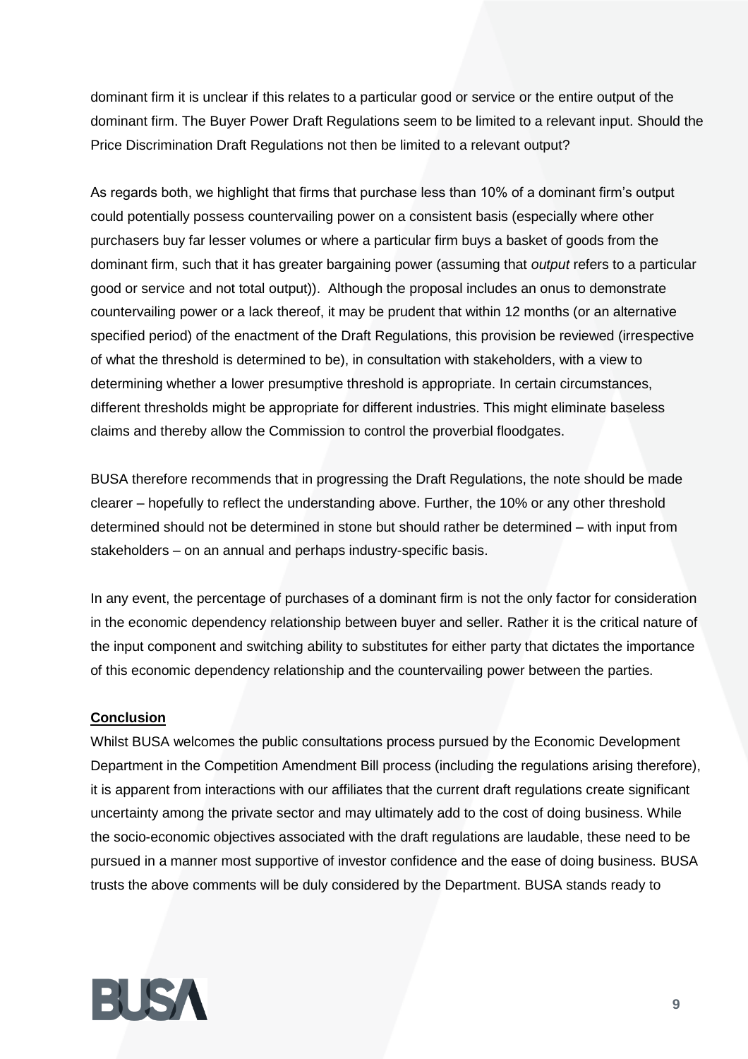dominant firm it is unclear if this relates to a particular good or service or the entire output of the dominant firm. The Buyer Power Draft Regulations seem to be limited to a relevant input. Should the Price Discrimination Draft Regulations not then be limited to a relevant output?

As regards both, we highlight that firms that purchase less than 10% of a dominant firm's output could potentially possess countervailing power on a consistent basis (especially where other purchasers buy far lesser volumes or where a particular firm buys a basket of goods from the dominant firm, such that it has greater bargaining power (assuming that *output* refers to a particular good or service and not total output)). Although the proposal includes an onus to demonstrate countervailing power or a lack thereof, it may be prudent that within 12 months (or an alternative specified period) of the enactment of the Draft Regulations, this provision be reviewed (irrespective of what the threshold is determined to be), in consultation with stakeholders, with a view to determining whether a lower presumptive threshold is appropriate. In certain circumstances, different thresholds might be appropriate for different industries. This might eliminate baseless claims and thereby allow the Commission to control the proverbial floodgates.

BUSA therefore recommends that in progressing the Draft Regulations, the note should be made clearer – hopefully to reflect the understanding above. Further, the 10% or any other threshold determined should not be determined in stone but should rather be determined – with input from stakeholders – on an annual and perhaps industry-specific basis.

In any event, the percentage of purchases of a dominant firm is not the only factor for consideration in the economic dependency relationship between buyer and seller. Rather it is the critical nature of the input component and switching ability to substitutes for either party that dictates the importance of this economic dependency relationship and the countervailing power between the parties.

**Conclusion**

Whilst BUSA welcomes the public consultations process pursued by the Economic Development Department in the Competition Amendment Bill process (including the regulations arising therefore), it is apparent from interactions with our affiliates that the current draft regulations create significant uncertainty among the private sector and may ultimately add to the cost of doing business. While the socio-economic objectives associated with the draft regulations are laudable, these need to be pursued in a manner most supportive of investor confidence and the ease of doing business. BUSA trusts the above comments will be duly considered by the Department. BUSA stands ready to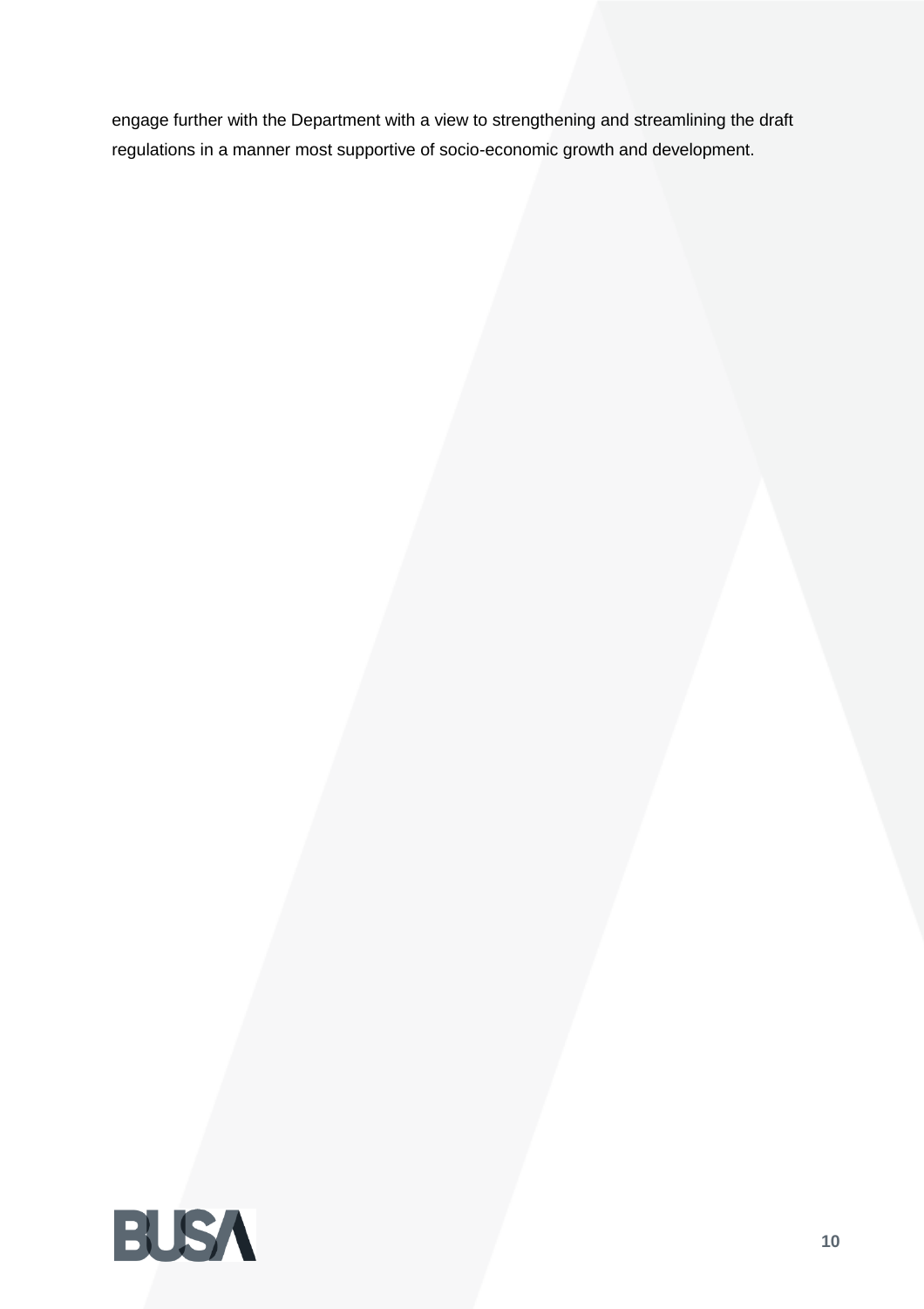engage further with the Department with a view to strengthening and streamlining the draft regulations in a manner most supportive of socio-economic growth and development.